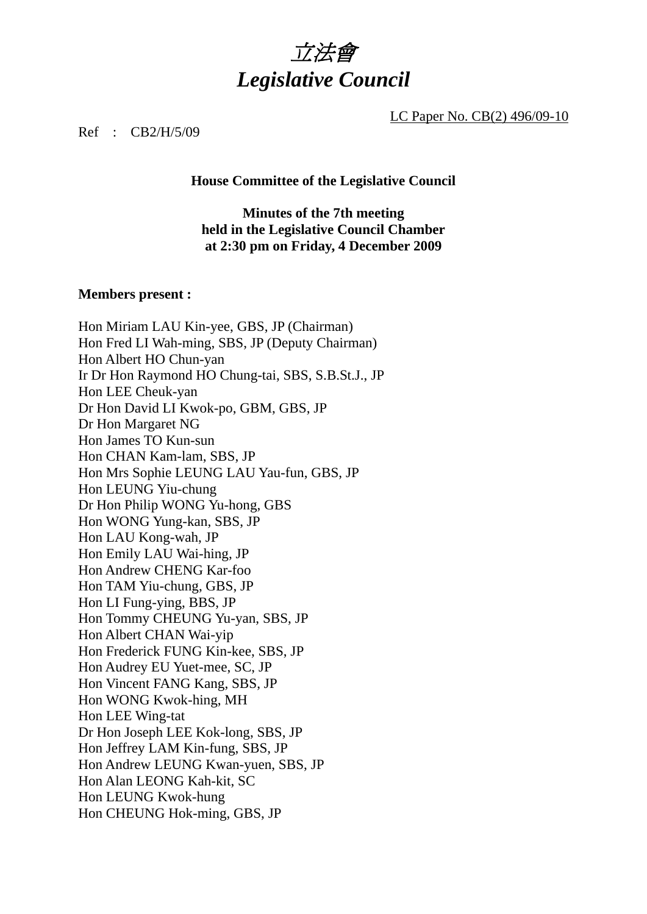# *立法會*
# *Legislative Council*

LC Paper No. CB(2) 496/09-10

Ref : CB2/H/5/09

**House Committee of the Legislative Council**

**Minutes of the 7th meeting**
**held in the Legislative Council Chamber**
**at 2:30 pm on Friday, 4 December 2009**

**Members present :**

Hon Miriam LAU Kin-yee, GBS, JP (Chairman)
Hon Fred LI Wah-ming, SBS, JP (Deputy Chairman)
Hon Albert HO Chun-yan
Ir Dr Hon Raymond HO Chung-tai, SBS, S.B.St.J., JP
Hon LEE Cheuk-yan
Dr Hon David LI Kwok-po, GBM, GBS, JP
Dr Hon Margaret NG
Hon James TO Kun-sun
Hon CHAN Kam-lam, SBS, JP
Hon Mrs Sophie LEUNG LAU Yau-fun, GBS, JP
Hon LEUNG Yiu-chung
Dr Hon Philip WONG Yu-hong, GBS
Hon WONG Yung-kan, SBS, JP
Hon LAU Kong-wah, JP
Hon Emily LAU Wai-hing, JP
Hon Andrew CHENG Kar-foo
Hon TAM Yiu-chung, GBS, JP
Hon LI Fung-ying, BBS, JP
Hon Tommy CHEUNG Yu-yan, SBS, JP
Hon Albert CHAN Wai-yip
Hon Frederick FUNG Kin-kee, SBS, JP
Hon Audrey EU Yuet-mee, SC, JP
Hon Vincent FANG Kang, SBS, JP
Hon WONG Kwok-hing, MH
Hon LEE Wing-tat
Dr Hon Joseph LEE Kok-long, SBS, JP
Hon Jeffrey LAM Kin-fung, SBS, JP
Hon Andrew LEUNG Kwan-yuen, SBS, JP
Hon Alan LEONG Kah-kit, SC
Hon LEUNG Kwok-hung
Hon CHEUNG Hok-ming, GBS, JP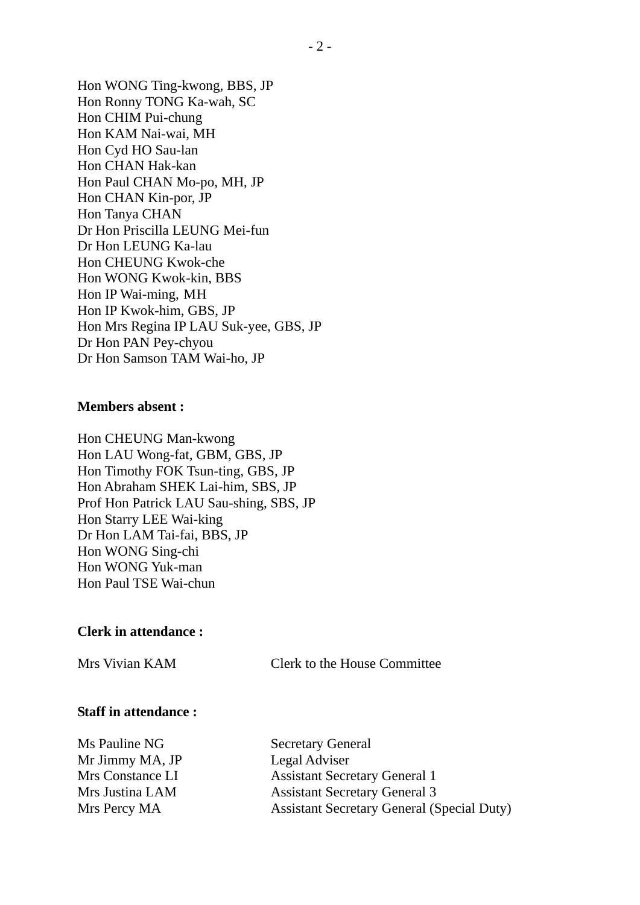Hon WONG Ting-kwong, BBS, JP
Hon Ronny TONG Ka-wah, SC
Hon CHIM Pui-chung
Hon KAM Nai-wai, MH
Hon Cyd HO Sau-lan
Hon CHAN Hak-kan
Hon Paul CHAN Mo-po, MH, JP
Hon CHAN Kin-por, JP
Hon Tanya CHAN
Dr Hon Priscilla LEUNG Mei-fun
Dr Hon LEUNG Ka-lau
Hon CHEUNG Kwok-che
Hon WONG Kwok-kin, BBS
Hon IP Wai-ming, MH
Hon IP Kwok-him, GBS, JP
Hon Mrs Regina IP LAU Suk-yee, GBS, JP
Dr Hon PAN Pey-chyou
Dr Hon Samson TAM Wai-ho, JP

**Members absent :**

Hon CHEUNG Man-kwong
Hon LAU Wong-fat, GBM, GBS, JP
Hon Timothy FOK Tsun-ting, GBS, JP
Hon Abraham SHEK Lai-him, SBS, JP
Prof Hon Patrick LAU Sau-shing, SBS, JP
Hon Starry LEE Wai-king
Dr Hon LAM Tai-fai, BBS, JP
Hon WONG Sing-chi
Hon WONG Yuk-man
Hon Paul TSE Wai-chun

**Clerk in attendance :**

| | |
|---|---|
| Mrs Vivian KAM | Clerk to the House Committee |

**Staff in attendance :**

| | |
|---|---|
| Ms Pauline NG | Secretary General |
| Mr Jimmy MA, JP | Legal Adviser |
| Mrs Constance LI | Assistant Secretary General 1 |
| Mrs Justina LAM | Assistant Secretary General 3 |
| Mrs Percy MA | Assistant Secretary General (Special Duty) |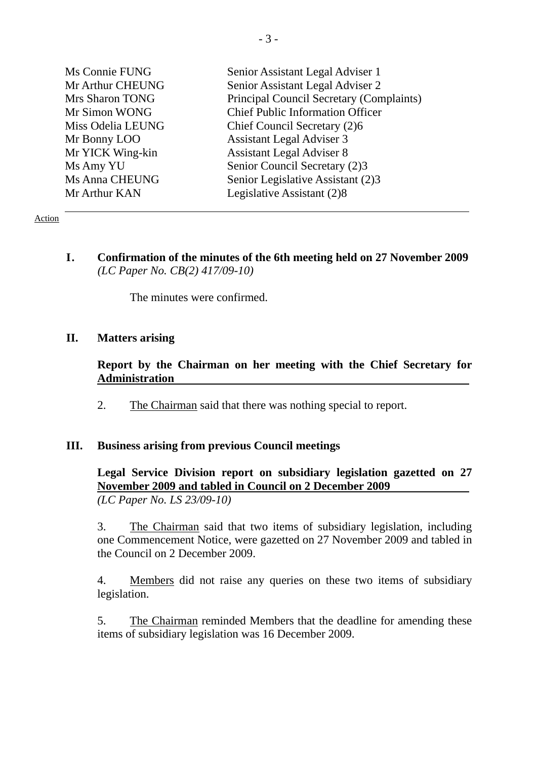| | |
|---|---|
| Ms Connie FUNG | Senior Assistant Legal Adviser 1 |
| Mr Arthur CHEUNG | Senior Assistant Legal Adviser 2 |
| Mrs Sharon TONG | Principal Council Secretary (Complaints) |
| Mr Simon WONG | Chief Public Information Officer |
| Miss Odelia LEUNG | Chief Council Secretary (2)6 |
| Mr Bonny LOO | Assistant Legal Adviser 3 |
| Mr YICK Wing-kin | Assistant Legal Adviser 8 |
| Ms Amy YU | Senior Council Secretary (2)3 |
| Ms Anna CHEUNG | Senior Legislative Assistant (2)3 |
| Mr Arthur KAN | Legislative Assistant (2)8 |

---

Action

**I. Confirmation of the minutes of the 6th meeting held on 27 November 2009**
*(LC Paper No. CB(2) 417/09-10)*

The minutes were confirmed.

**II. Matters arising**

**Report by the Chairman on her meeting with the Chief Secretary for Administration**

2. The Chairman said that there was nothing special to report.

**III. Business arising from previous Council meetings**

**Legal Service Division report on subsidiary legislation gazetted on 27 November 2009 and tabled in Council on 2 December 2009**
*(LC Paper No. LS 23/09-10)*

3. The Chairman said that two items of subsidiary legislation, including one Commencement Notice, were gazetted on 27 November 2009 and tabled in the Council on 2 December 2009.

4. Members did not raise any queries on these two items of subsidiary legislation.

5. The Chairman reminded Members that the deadline for amending these items of subsidiary legislation was 16 December 2009.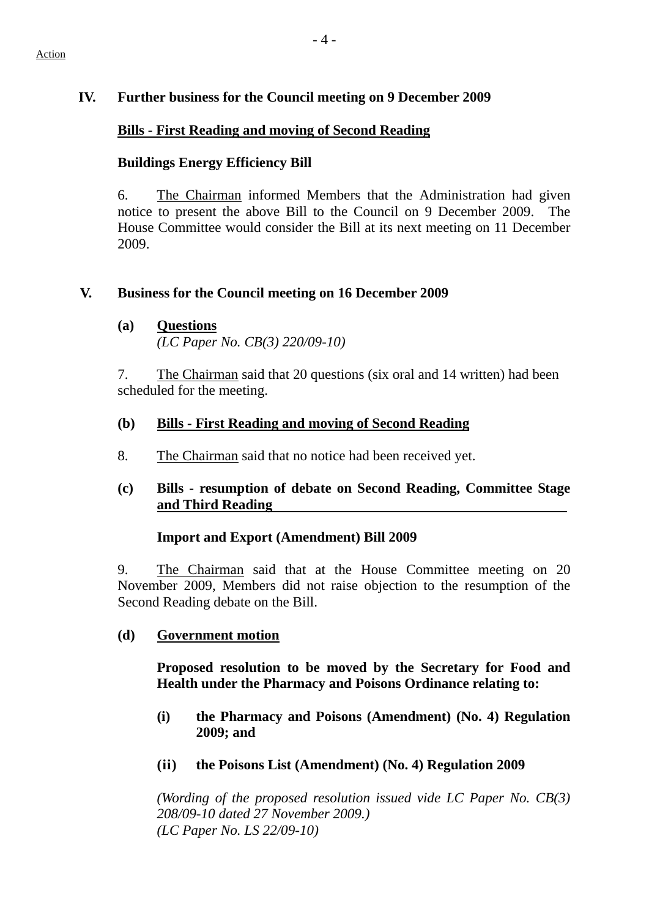Action

## IV. Further business for the Council meeting on 9 December 2009

**Bills - First Reading and moving of Second Reading**

**Buildings Energy Efficiency Bill**

6. The Chairman informed Members that the Administration had given notice to present the above Bill to the Council on 9 December 2009. The House Committee would consider the Bill at its next meeting on 11 December 2009.

## V. Business for the Council meeting on 16 December 2009

### (a) Questions

*(LC Paper No. CB(3) 220/09-10)*

7. The Chairman said that 20 questions (six oral and 14 written) had been scheduled for the meeting.

### (b) Bills - First Reading and moving of Second Reading

8. The Chairman said that no notice had been received yet.

### (c) Bills - resumption of debate on Second Reading, Committee Stage and Third Reading

**Import and Export (Amendment) Bill 2009**

9. The Chairman said that at the House Committee meeting on 20 November 2009, Members did not raise objection to the resumption of the Second Reading debate on the Bill.

### (d) Government motion

**Proposed resolution to be moved by the Secretary for Food and Health under the Pharmacy and Poisons Ordinance relating to:**

**(i) the Pharmacy and Poisons (Amendment) (No. 4) Regulation 2009; and**

**(ii) the Poisons List (Amendment) (No. 4) Regulation 2009**

*(Wording of the proposed resolution issued vide LC Paper No. CB(3) 208/09-10 dated 27 November 2009.)*
*(LC Paper No. LS 22/09-10)*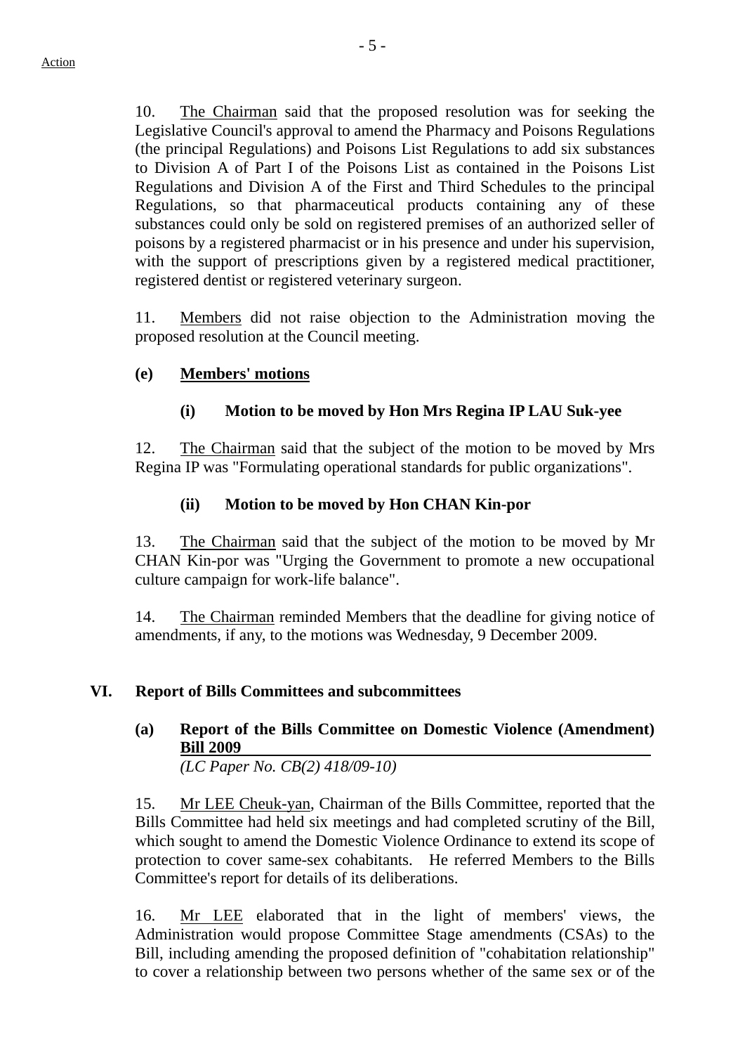10. The Chairman said that the proposed resolution was for seeking the Legislative Council's approval to amend the Pharmacy and Poisons Regulations (the principal Regulations) and Poisons List Regulations to add six substances to Division A of Part I of the Poisons List as contained in the Poisons List Regulations and Division A of the First and Third Schedules to the principal Regulations, so that pharmaceutical products containing any of these substances could only be sold on registered premises of an authorized seller of poisons by a registered pharmacist or in his presence and under his supervision, with the support of prescriptions given by a registered medical practitioner, registered dentist or registered veterinary surgeon.

11. Members did not raise objection to the Administration moving the proposed resolution at the Council meeting.

**(e) Members' motions**

**(i) Motion to be moved by Hon Mrs Regina IP LAU Suk-yee**

12. The Chairman said that the subject of the motion to be moved by Mrs Regina IP was "Formulating operational standards for public organizations".

**(ii) Motion to be moved by Hon CHAN Kin-por**

13. The Chairman said that the subject of the motion to be moved by Mr CHAN Kin-por was "Urging the Government to promote a new occupational culture campaign for work-life balance".

14. The Chairman reminded Members that the deadline for giving notice of amendments, if any, to the motions was Wednesday, 9 December 2009.

## VI. Report of Bills Committees and subcommittees

**(a) Report of the Bills Committee on Domestic Violence (Amendment) Bill 2009**
*(LC Paper No. CB(2) 418/09-10)*

15. Mr LEE Cheuk-yan, Chairman of the Bills Committee, reported that the Bills Committee had held six meetings and had completed scrutiny of the Bill, which sought to amend the Domestic Violence Ordinance to extend its scope of protection to cover same-sex cohabitants. He referred Members to the Bills Committee's report for details of its deliberations.

16. Mr LEE elaborated that in the light of members' views, the Administration would propose Committee Stage amendments (CSAs) to the Bill, including amending the proposed definition of "cohabitation relationship" to cover a relationship between two persons whether of the same sex or of the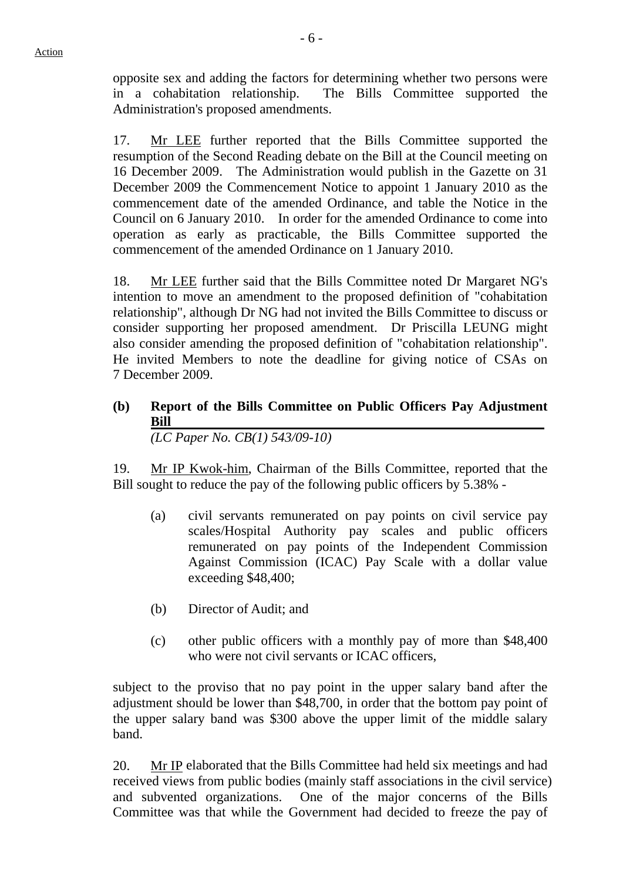opposite sex and adding the factors for determining whether two persons were in a cohabitation relationship. The Bills Committee supported the Administration's proposed amendments.

17. Mr LEE further reported that the Bills Committee supported the resumption of the Second Reading debate on the Bill at the Council meeting on 16 December 2009. The Administration would publish in the Gazette on 31 December 2009 the Commencement Notice to appoint 1 January 2010 as the commencement date of the amended Ordinance, and table the Notice in the Council on 6 January 2010. In order for the amended Ordinance to come into operation as early as practicable, the Bills Committee supported the commencement of the amended Ordinance on 1 January 2010.

18. Mr LEE further said that the Bills Committee noted Dr Margaret NG's intention to move an amendment to the proposed definition of "cohabitation relationship", although Dr NG had not invited the Bills Committee to discuss or consider supporting her proposed amendment. Dr Priscilla LEUNG might also consider amending the proposed definition of "cohabitation relationship". He invited Members to note the deadline for giving notice of CSAs on 7 December 2009.

**(b) Report of the Bills Committee on Public Officers Pay Adjustment Bill**

*(LC Paper No. CB(1) 543/09-10)*

19. Mr IP Kwok-him, Chairman of the Bills Committee, reported that the Bill sought to reduce the pay of the following public officers by 5.38% -

(a) civil servants remunerated on pay points on civil service pay scales/Hospital Authority pay scales and public officers remunerated on pay points of the Independent Commission Against Commission (ICAC) Pay Scale with a dollar value exceeding $48,400;

(b) Director of Audit; and

(c) other public officers with a monthly pay of more than $48,400 who were not civil servants or ICAC officers,

subject to the proviso that no pay point in the upper salary band after the adjustment should be lower than $48,700, in order that the bottom pay point of the upper salary band was $300 above the upper limit of the middle salary band.

20. Mr IP elaborated that the Bills Committee had held six meetings and had received views from public bodies (mainly staff associations in the civil service) and subvented organizations. One of the major concerns of the Bills Committee was that while the Government had decided to freeze the pay of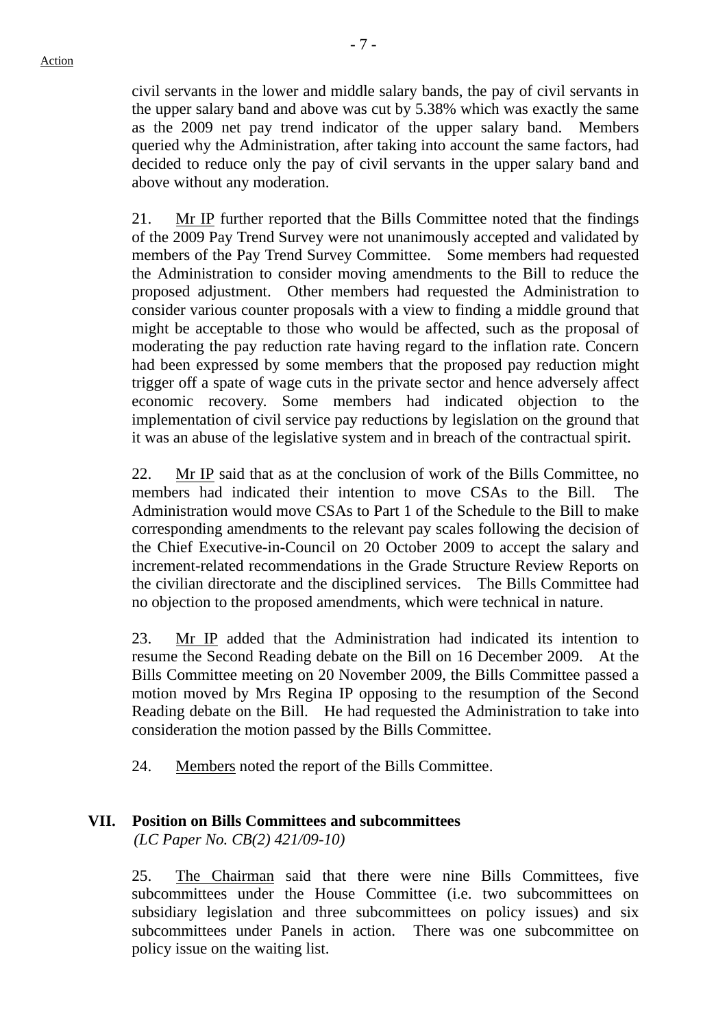civil servants in the lower and middle salary bands, the pay of civil servants in the upper salary band and above was cut by 5.38% which was exactly the same as the 2009 net pay trend indicator of the upper salary band. Members queried why the Administration, after taking into account the same factors, had decided to reduce only the pay of civil servants in the upper salary band and above without any moderation.

21. Mr IP further reported that the Bills Committee noted that the findings of the 2009 Pay Trend Survey were not unanimously accepted and validated by members of the Pay Trend Survey Committee. Some members had requested the Administration to consider moving amendments to the Bill to reduce the proposed adjustment. Other members had requested the Administration to consider various counter proposals with a view to finding a middle ground that might be acceptable to those who would be affected, such as the proposal of moderating the pay reduction rate having regard to the inflation rate. Concern had been expressed by some members that the proposed pay reduction might trigger off a spate of wage cuts in the private sector and hence adversely affect economic recovery. Some members had indicated objection to the implementation of civil service pay reductions by legislation on the ground that it was an abuse of the legislative system and in breach of the contractual spirit.

22. Mr IP said that as at the conclusion of work of the Bills Committee, no members had indicated their intention to move CSAs to the Bill. The Administration would move CSAs to Part 1 of the Schedule to the Bill to make corresponding amendments to the relevant pay scales following the decision of the Chief Executive-in-Council on 20 October 2009 to accept the salary and increment-related recommendations in the Grade Structure Review Reports on the civilian directorate and the disciplined services. The Bills Committee had no objection to the proposed amendments, which were technical in nature.

23. Mr IP added that the Administration had indicated its intention to resume the Second Reading debate on the Bill on 16 December 2009. At the Bills Committee meeting on 20 November 2009, the Bills Committee passed a motion moved by Mrs Regina IP opposing to the resumption of the Second Reading debate on the Bill. He had requested the Administration to take into consideration the motion passed by the Bills Committee.

24. Members noted the report of the Bills Committee.

## VII. Position on Bills Committees and subcommittees

*(LC Paper No. CB(2) 421/09-10)*

25. The Chairman said that there were nine Bills Committees, five subcommittees under the House Committee (i.e. two subcommittees on subsidiary legislation and three subcommittees on policy issues) and six subcommittees under Panels in action. There was one subcommittee on policy issue on the waiting list.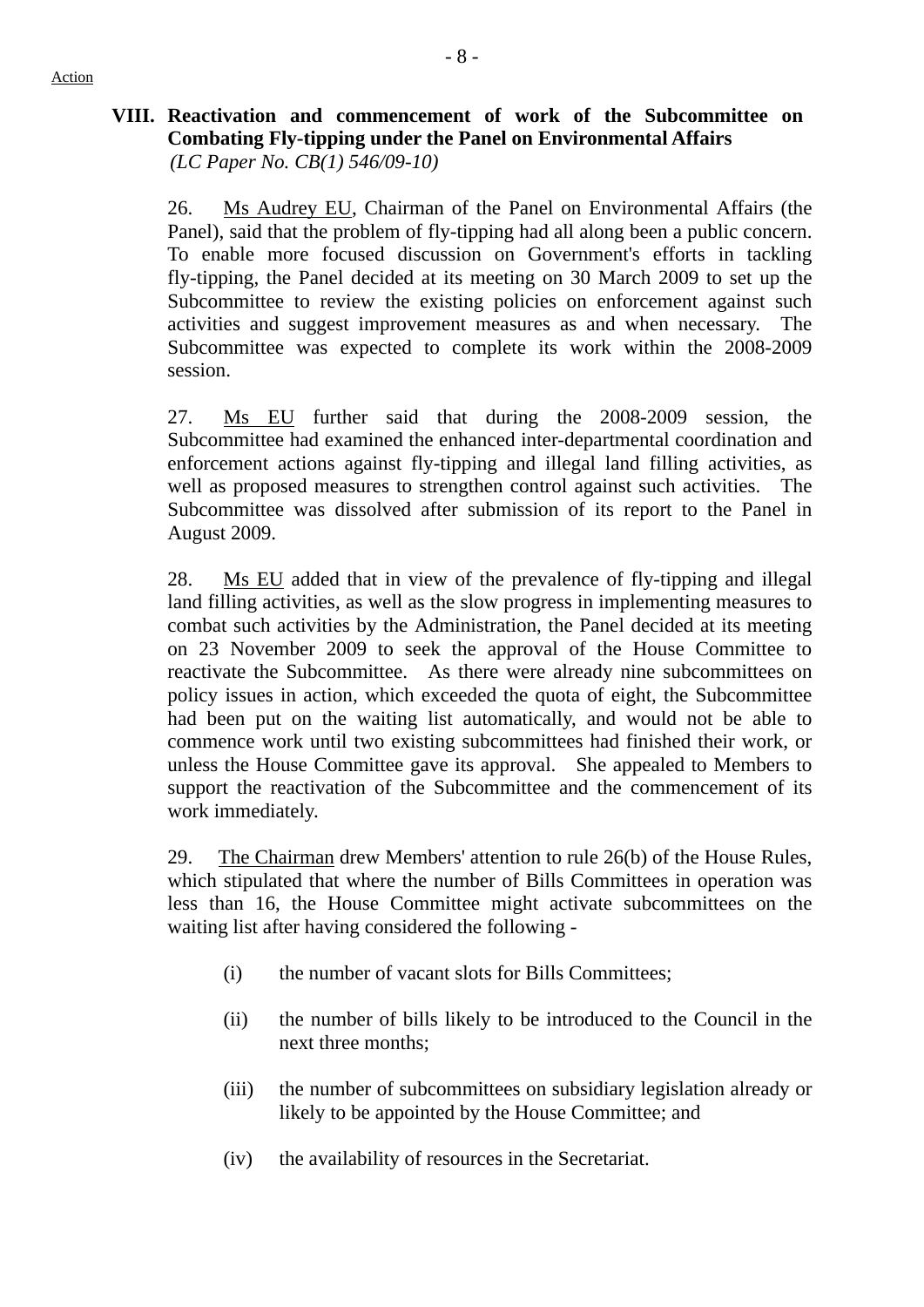Action

## VIII. Reactivation and commencement of work of the Subcommittee on Combating Fly-tipping under the Panel on Environmental Affairs

*(LC Paper No. CB(1) 546/09-10)*

26. Ms Audrey EU, Chairman of the Panel on Environmental Affairs (the Panel), said that the problem of fly-tipping had all along been a public concern. To enable more focused discussion on Government's efforts in tackling fly-tipping, the Panel decided at its meeting on 30 March 2009 to set up the Subcommittee to review the existing policies on enforcement against such activities and suggest improvement measures as and when necessary. The Subcommittee was expected to complete its work within the 2008-2009 session.

27. Ms EU further said that during the 2008-2009 session, the Subcommittee had examined the enhanced inter-departmental coordination and enforcement actions against fly-tipping and illegal land filling activities, as well as proposed measures to strengthen control against such activities. The Subcommittee was dissolved after submission of its report to the Panel in August 2009.

28. Ms EU added that in view of the prevalence of fly-tipping and illegal land filling activities, as well as the slow progress in implementing measures to combat such activities by the Administration, the Panel decided at its meeting on 23 November 2009 to seek the approval of the House Committee to reactivate the Subcommittee. As there were already nine subcommittees on policy issues in action, which exceeded the quota of eight, the Subcommittee had been put on the waiting list automatically, and would not be able to commence work until two existing subcommittees had finished their work, or unless the House Committee gave its approval. She appealed to Members to support the reactivation of the Subcommittee and the commencement of its work immediately.

29. The Chairman drew Members' attention to rule 26(b) of the House Rules, which stipulated that where the number of Bills Committees in operation was less than 16, the House Committee might activate subcommittees on the waiting list after having considered the following -

- (i) the number of vacant slots for Bills Committees;
- (ii) the number of bills likely to be introduced to the Council in the next three months;
- (iii) the number of subcommittees on subsidiary legislation already or likely to be appointed by the House Committee; and
- (iv) the availability of resources in the Secretariat.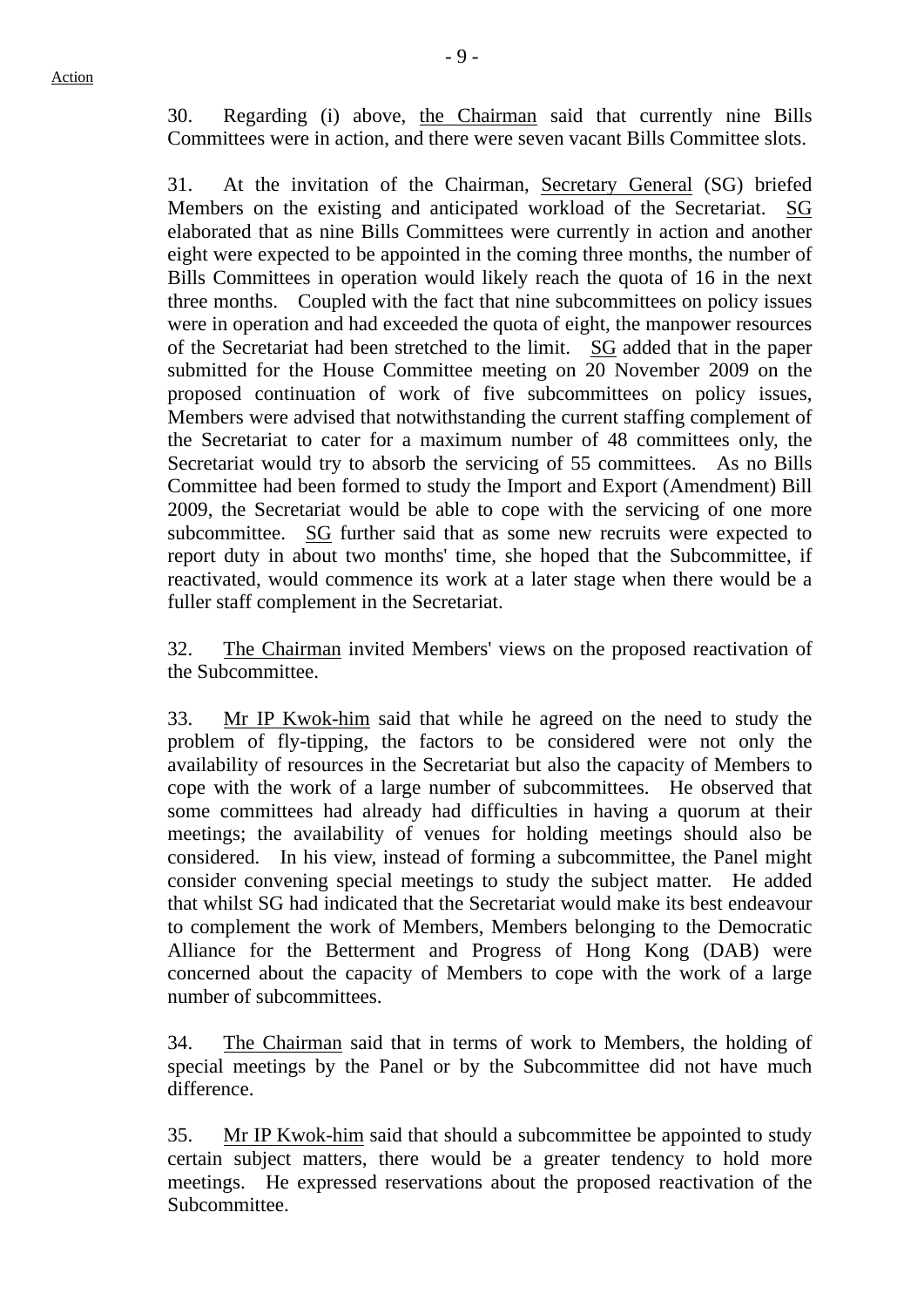30. Regarding (i) above, the Chairman said that currently nine Bills Committees were in action, and there were seven vacant Bills Committee slots.

31. At the invitation of the Chairman, Secretary General (SG) briefed Members on the existing and anticipated workload of the Secretariat. SG elaborated that as nine Bills Committees were currently in action and another eight were expected to be appointed in the coming three months, the number of Bills Committees in operation would likely reach the quota of 16 in the next three months. Coupled with the fact that nine subcommittees on policy issues were in operation and had exceeded the quota of eight, the manpower resources of the Secretariat had been stretched to the limit. SG added that in the paper submitted for the House Committee meeting on 20 November 2009 on the proposed continuation of work of five subcommittees on policy issues, Members were advised that notwithstanding the current staffing complement of the Secretariat to cater for a maximum number of 48 committees only, the Secretariat would try to absorb the servicing of 55 committees. As no Bills Committee had been formed to study the Import and Export (Amendment) Bill 2009, the Secretariat would be able to cope with the servicing of one more subcommittee. SG further said that as some new recruits were expected to report duty in about two months' time, she hoped that the Subcommittee, if reactivated, would commence its work at a later stage when there would be a fuller staff complement in the Secretariat.

32. The Chairman invited Members' views on the proposed reactivation of the Subcommittee.

33. Mr IP Kwok-him said that while he agreed on the need to study the problem of fly-tipping, the factors to be considered were not only the availability of resources in the Secretariat but also the capacity of Members to cope with the work of a large number of subcommittees. He observed that some committees had already had difficulties in having a quorum at their meetings; the availability of venues for holding meetings should also be considered. In his view, instead of forming a subcommittee, the Panel might consider convening special meetings to study the subject matter. He added that whilst SG had indicated that the Secretariat would make its best endeavour to complement the work of Members, Members belonging to the Democratic Alliance for the Betterment and Progress of Hong Kong (DAB) were concerned about the capacity of Members to cope with the work of a large number of subcommittees.

34. The Chairman said that in terms of work to Members, the holding of special meetings by the Panel or by the Subcommittee did not have much difference.

35. Mr IP Kwok-him said that should a subcommittee be appointed to study certain subject matters, there would be a greater tendency to hold more meetings. He expressed reservations about the proposed reactivation of the Subcommittee.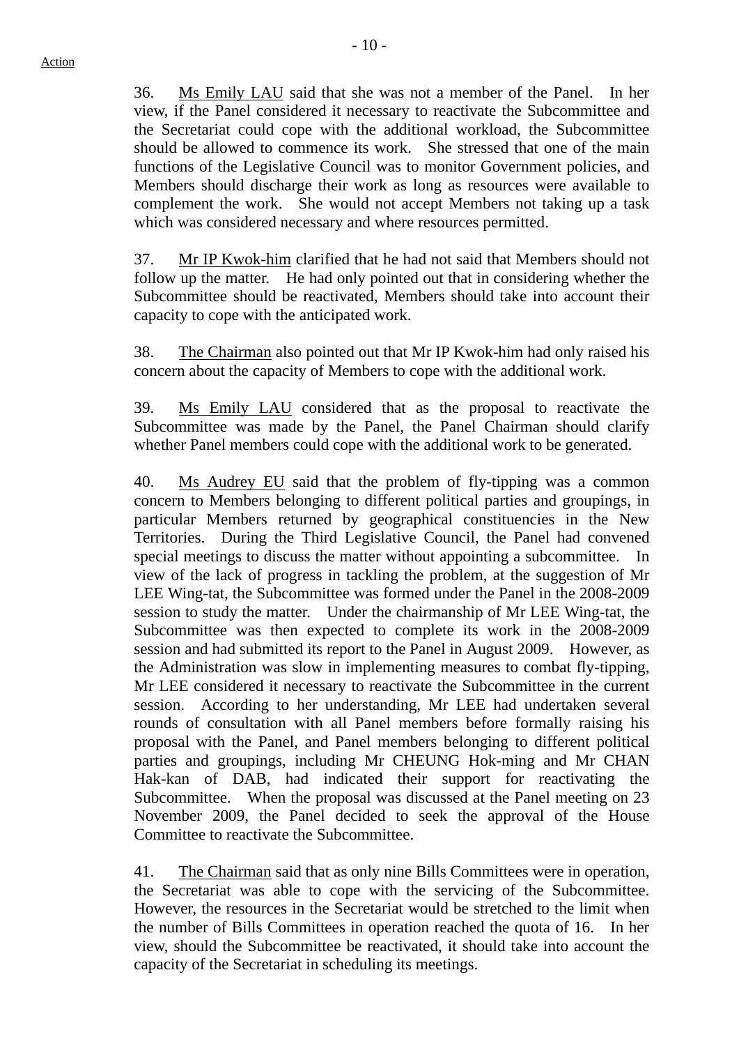36. Ms Emily LAU said that she was not a member of the Panel. In her view, if the Panel considered it necessary to reactivate the Subcommittee and the Secretariat could cope with the additional workload, the Subcommittee should be allowed to commence its work. She stressed that one of the main functions of the Legislative Council was to monitor Government policies, and Members should discharge their work as long as resources were available to complement the work. She would not accept Members not taking up a task which was considered necessary and where resources permitted.

37. Mr IP Kwok-him clarified that he had not said that Members should not follow up the matter. He had only pointed out that in considering whether the Subcommittee should be reactivated, Members should take into account their capacity to cope with the anticipated work.

38. The Chairman also pointed out that Mr IP Kwok-him had only raised his concern about the capacity of Members to cope with the additional work.

39. Ms Emily LAU considered that as the proposal to reactivate the Subcommittee was made by the Panel, the Panel Chairman should clarify whether Panel members could cope with the additional work to be generated.

40. Ms Audrey EU said that the problem of fly-tipping was a common concern to Members belonging to different political parties and groupings, in particular Members returned by geographical constituencies in the New Territories. During the Third Legislative Council, the Panel had convened special meetings to discuss the matter without appointing a subcommittee. In view of the lack of progress in tackling the problem, at the suggestion of Mr LEE Wing-tat, the Subcommittee was formed under the Panel in the 2008-2009 session to study the matter. Under the chairmanship of Mr LEE Wing-tat, the Subcommittee was then expected to complete its work in the 2008-2009 session and had submitted its report to the Panel in August 2009. However, as the Administration was slow in implementing measures to combat fly-tipping, Mr LEE considered it necessary to reactivate the Subcommittee in the current session. According to her understanding, Mr LEE had undertaken several rounds of consultation with all Panel members before formally raising his proposal with the Panel, and Panel members belonging to different political parties and groupings, including Mr CHEUNG Hok-ming and Mr CHAN Hak-kan of DAB, had indicated their support for reactivating the Subcommittee. When the proposal was discussed at the Panel meeting on 23 November 2009, the Panel decided to seek the approval of the House Committee to reactivate the Subcommittee.

41. The Chairman said that as only nine Bills Committees were in operation, the Secretariat was able to cope with the servicing of the Subcommittee. However, the resources in the Secretariat would be stretched to the limit when the number of Bills Committees in operation reached the quota of 16. In her view, should the Subcommittee be reactivated, it should take into account the capacity of the Secretariat in scheduling its meetings.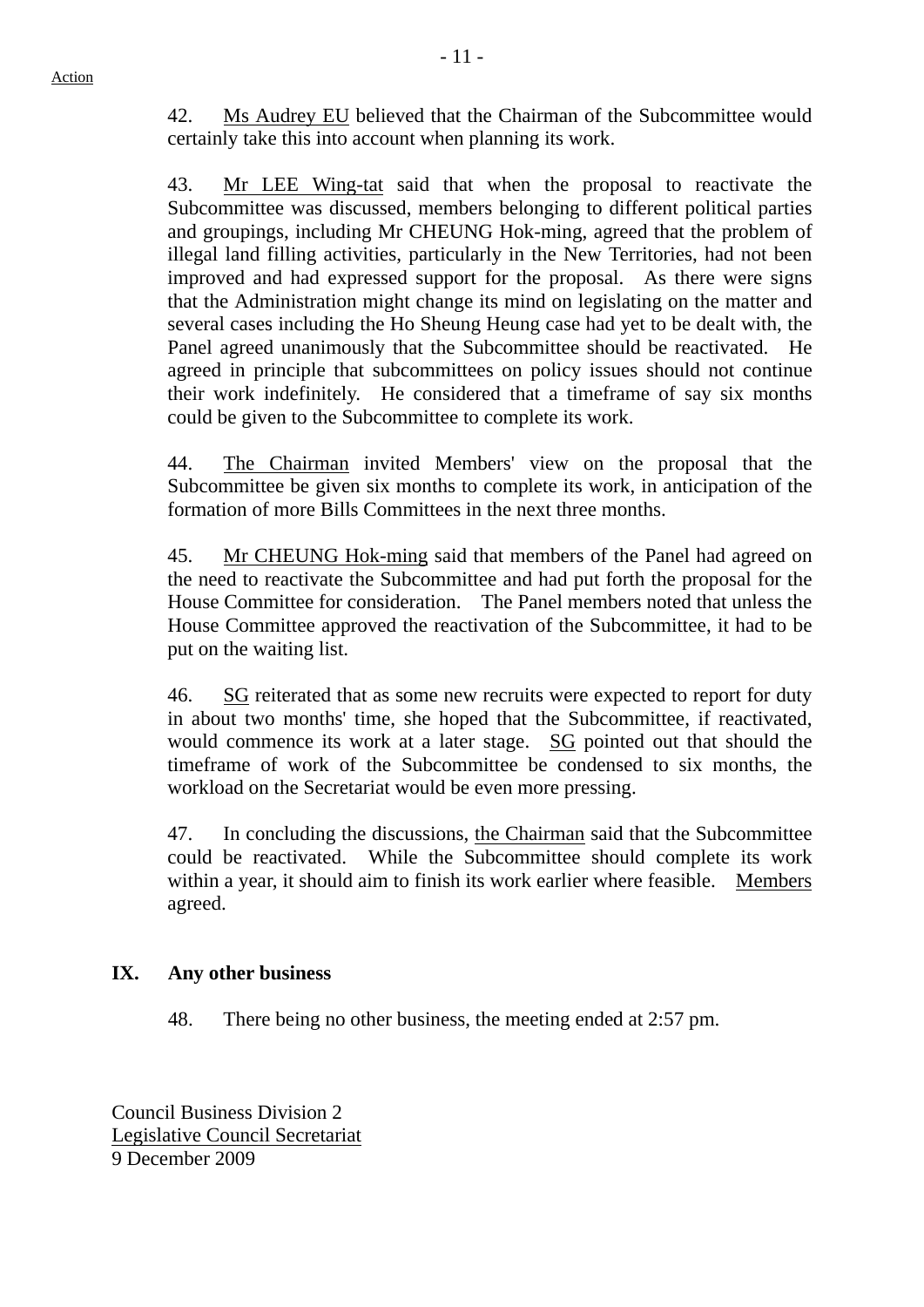Action

42. Ms Audrey EU believed that the Chairman of the Subcommittee would certainly take this into account when planning its work.

43. Mr LEE Wing-tat said that when the proposal to reactivate the Subcommittee was discussed, members belonging to different political parties and groupings, including Mr CHEUNG Hok-ming, agreed that the problem of illegal land filling activities, particularly in the New Territories, had not been improved and had expressed support for the proposal. As there were signs that the Administration might change its mind on legislating on the matter and several cases including the Ho Sheung Heung case had yet to be dealt with, the Panel agreed unanimously that the Subcommittee should be reactivated. He agreed in principle that subcommittees on policy issues should not continue their work indefinitely. He considered that a timeframe of say six months could be given to the Subcommittee to complete its work.

44. The Chairman invited Members' view on the proposal that the Subcommittee be given six months to complete its work, in anticipation of the formation of more Bills Committees in the next three months.

45. Mr CHEUNG Hok-ming said that members of the Panel had agreed on the need to reactivate the Subcommittee and had put forth the proposal for the House Committee for consideration. The Panel members noted that unless the House Committee approved the reactivation of the Subcommittee, it had to be put on the waiting list.

46. SG reiterated that as some new recruits were expected to report for duty in about two months' time, she hoped that the Subcommittee, if reactivated, would commence its work at a later stage. SG pointed out that should the timeframe of work of the Subcommittee be condensed to six months, the workload on the Secretariat would be even more pressing.

47. In concluding the discussions, the Chairman said that the Subcommittee could be reactivated. While the Subcommittee should complete its work within a year, it should aim to finish its work earlier where feasible. Members agreed.

## IX. Any other business

48. There being no other business, the meeting ended at 2:57 pm.

Council Business Division 2
Legislative Council Secretariat
9 December 2009